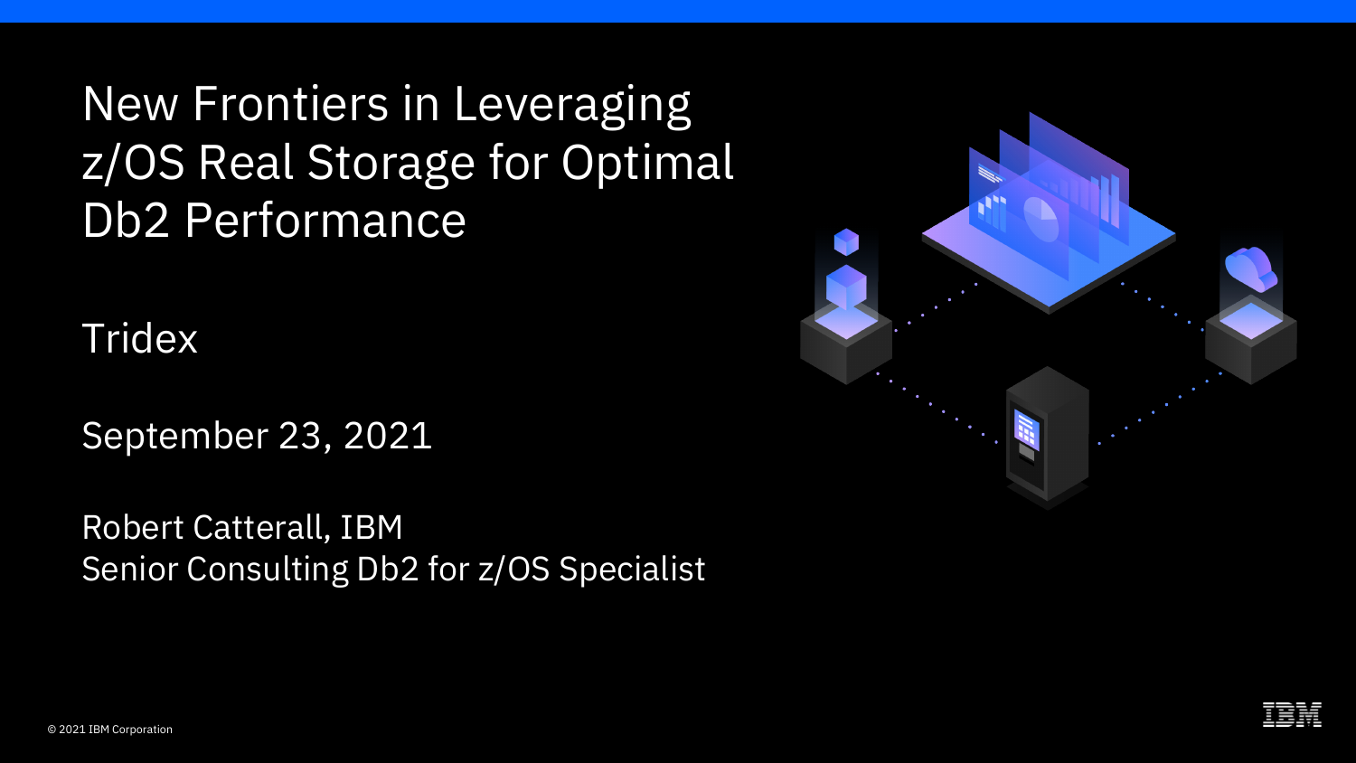# New Frontiers in Leveraging z/OS Real Storage for Optimal Db2 Performance

Tridex

September 23, 2021

Robert Catterall, IBM
Senior Consulting Db2 for z/OS Specialist

© 2021 IBM Corporation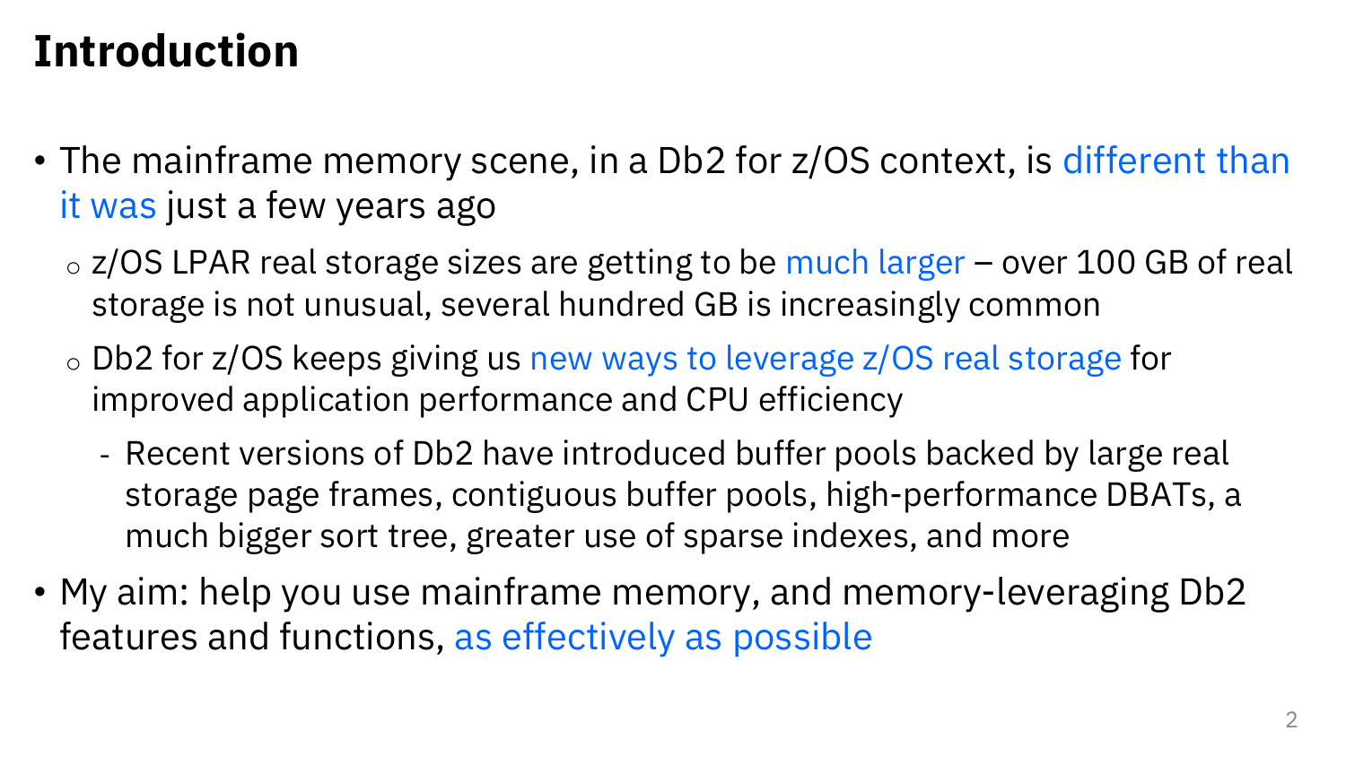# Introduction

- The mainframe memory scene, in a Db2 for z/OS context, is different than it was just a few years ago
  - z/OS LPAR real storage sizes are getting to be much larger – over 100 GB of real storage is not unusual, several hundred GB is increasingly common
  - Db2 for z/OS keeps giving us new ways to leverage z/OS real storage for improved application performance and CPU efficiency
    - Recent versions of Db2 have introduced buffer pools backed by large real storage page frames, contiguous buffer pools, high-performance DBATs, a much bigger sort tree, greater use of sparse indexes, and more
- My aim: help you use mainframe memory, and memory-leveraging Db2 features and functions, as effectively as possible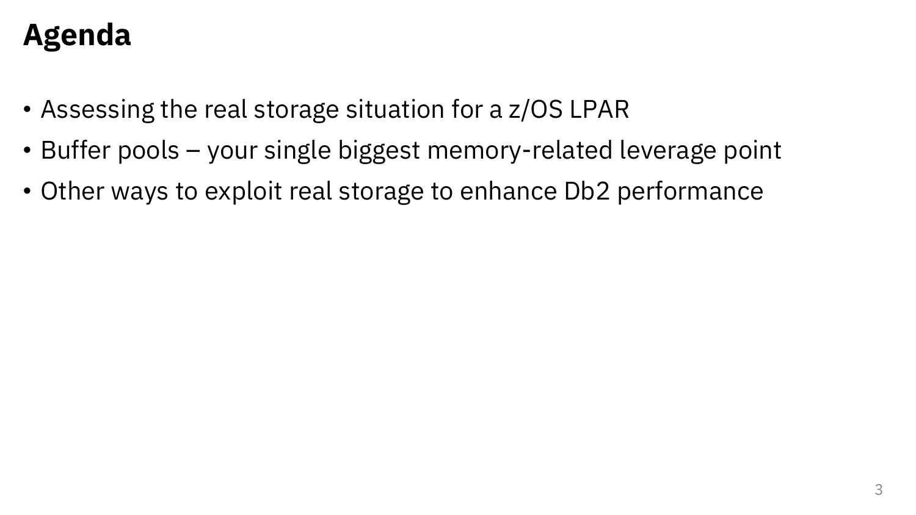# Agenda

- Assessing the real storage situation for a z/OS LPAR
- Buffer pools – your single biggest memory-related leverage point
- Other ways to exploit real storage to enhance Db2 performance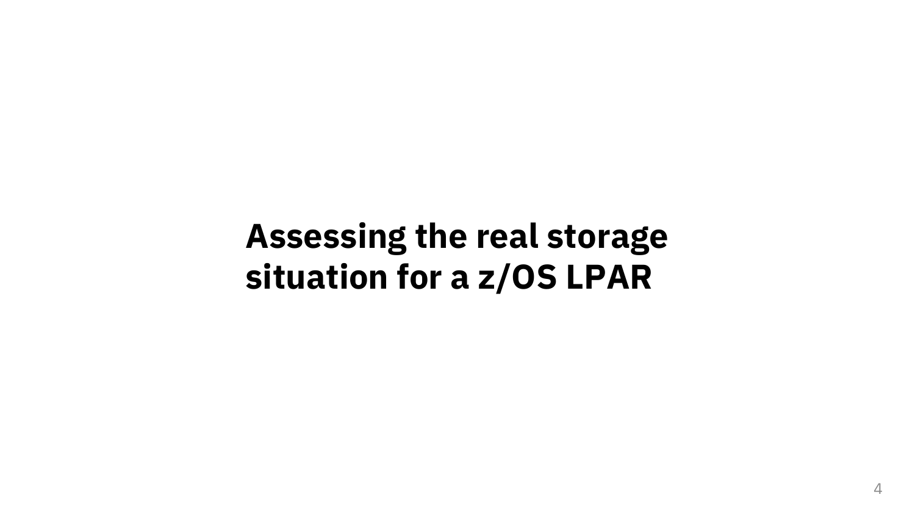# Assessing the real storage situation for a z/OS LPAR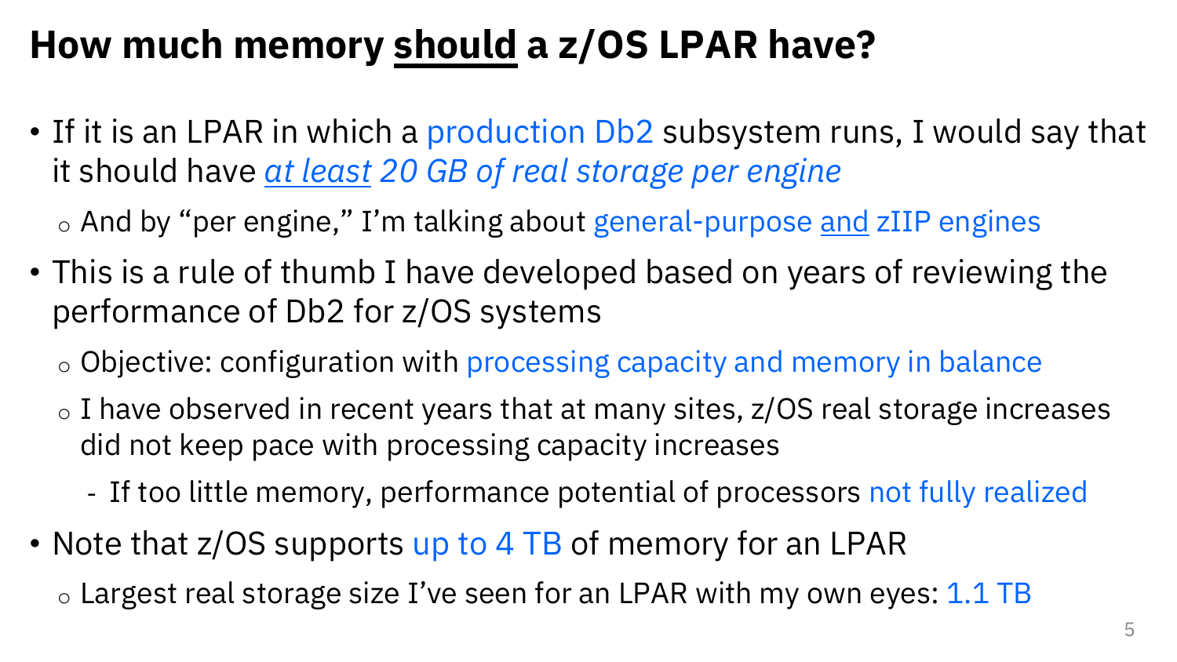# How much memory should a z/OS LPAR have?

- If it is an LPAR in which a production Db2 subsystem runs, I would say that it should have *at least 20 GB of real storage per engine*
  - And by "per engine," I'm talking about general-purpose and zIIP engines
- This is a rule of thumb I have developed based on years of reviewing the performance of Db2 for z/OS systems
  - Objective: configuration with processing capacity and memory in balance
  - I have observed in recent years that at many sites, z/OS real storage increases did not keep pace with processing capacity increases
    - If too little memory, performance potential of processors not fully realized
- Note that z/OS supports up to 4 TB of memory for an LPAR
  - Largest real storage size I've seen for an LPAR with my own eyes: 1.1 TB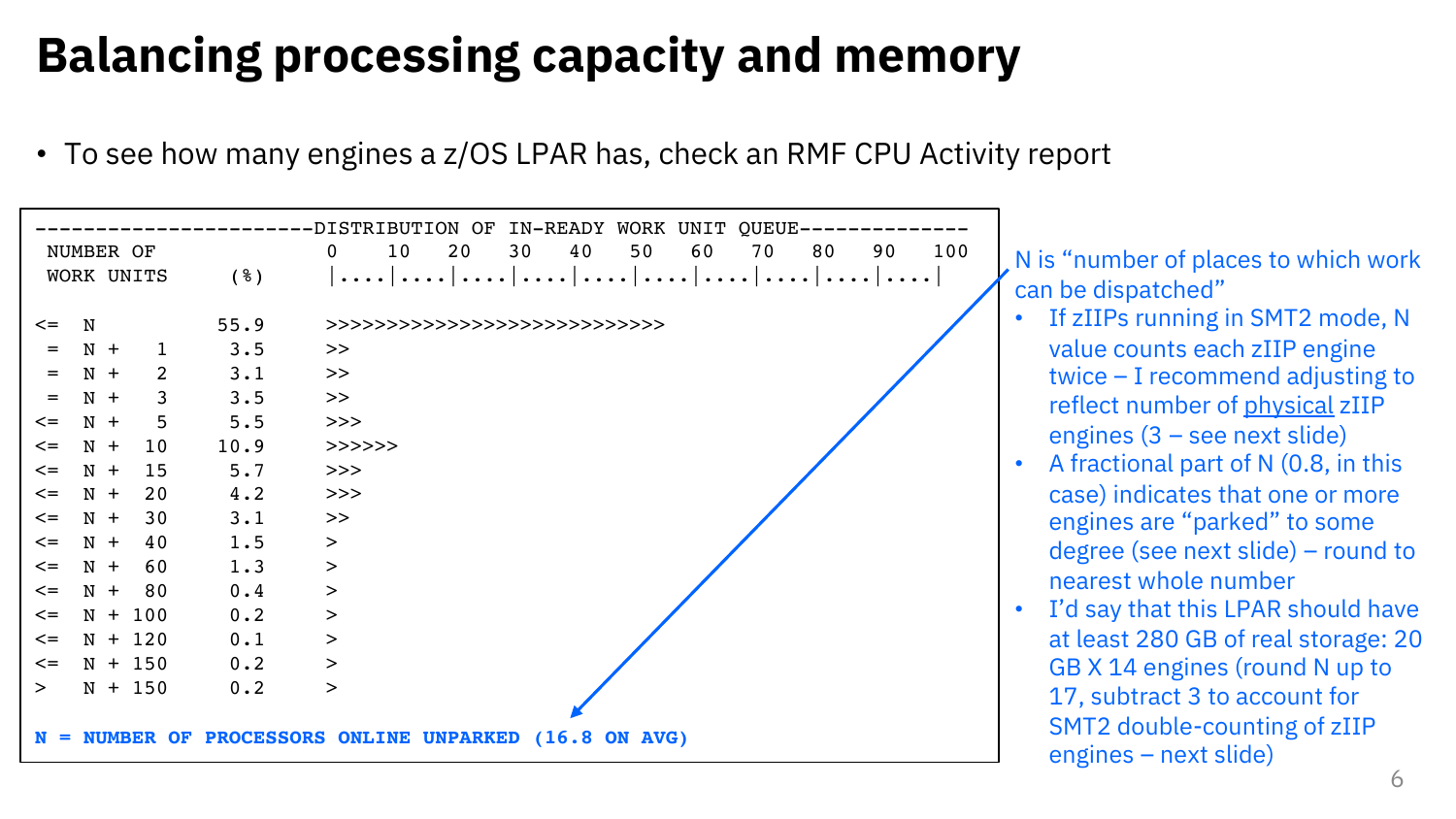# Balancing processing capacity and memory

- To see how many engines a z/OS LPAR has, check an RMF CPU Activity report

```
----------------------DISTRIBUTION OF IN-READY WORK UNIT QUEUE-------------
 NUMBER OF                  0    10   20   30   40   50   60   70   80   90   100
 WORK UNITS       (%)       |....|....|....|....|....|....|....|....|....|....|

<=  N           55.9        >>>>>>>>>>>>>>>>>>>>>>>>>>>>>
 =  N +   1      3.5        >>
 =  N +   2      3.1        >>
 =  N +   3      3.5        >>
<=  N +   5      5.5        >>>
<=  N +  10     10.9        >>>>>>
<=  N +  15      5.7        >>>
<=  N +  20      4.2        >>>
<=  N +  30      3.1        >>
<=  N +  40      1.5        >
<=  N +  60      1.3        >
<=  N +  80      0.4        >
<=  N + 100      0.2        >
<=  N + 120      0.1        >
<=  N + 150      0.2        >
>   N + 150      0.2        >

N = NUMBER OF PROCESSORS ONLINE UNPARKED (16.8 ON AVG)
```

N is "number of places to which work can be dispatched"

- If zIIPs running in SMT2 mode, N value counts each zIIP engine twice – I recommend adjusting to reflect number of physical zIIP engines (3 – see next slide)
- A fractional part of N (0.8, in this case) indicates that one or more engines are "parked" to some degree (see next slide) – round to nearest whole number
- I'd say that this LPAR should have at least 280 GB of real storage: 20 GB X 14 engines (round N up to 17, subtract 3 to account for SMT2 double-counting of zIIP engines – next slide)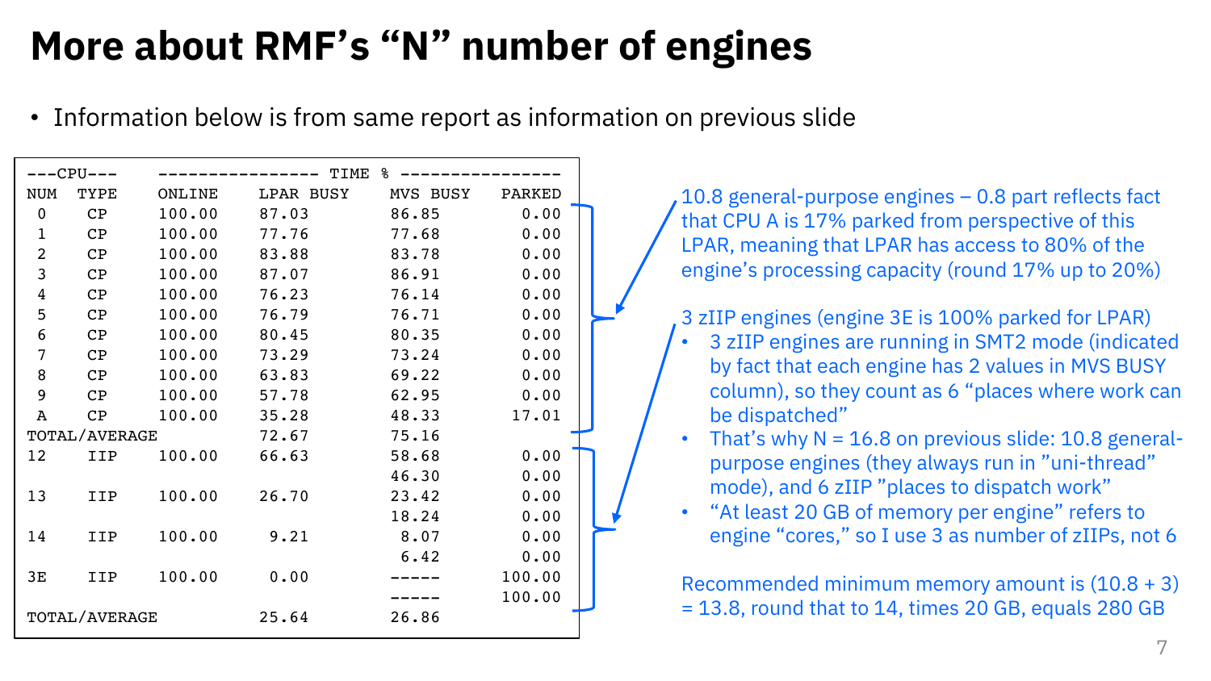# More about RMF's "N" number of engines

- Information below is from same report as information on previous slide

```
---CPU---    ---------------- TIME % ----------------
NUM  TYPE    ONLINE     LPAR BUSY      MVS BUSY     PARKED
 0    CP     100.00     87.03          86.85          0.00
 1    CP     100.00     77.76          77.68          0.00
 2    CP     100.00     83.88          83.78          0.00
 3    CP     100.00     87.07          86.91          0.00
 4    CP     100.00     76.23          76.14          0.00
 5    CP     100.00     76.79          76.71          0.00
 6    CP     100.00     80.45          80.35          0.00
 7    CP     100.00     73.29          73.24          0.00
 8    CP     100.00     63.83          69.22          0.00
 9    CP     100.00     57.78          62.95          0.00
 A    CP     100.00     35.28          48.33         17.01
TOTAL/AVERAGE           72.67          75.16
12    IIP    100.00     66.63          58.68          0.00
                                       46.30          0.00
13    IIP    100.00     26.70          23.42          0.00
                                       18.24          0.00
14    IIP    100.00      9.21           8.07          0.00
                                        6.42          0.00
3E    IIP    100.00      0.00          -----        100.00
                                       -----        100.00
TOTAL/AVERAGE           25.64          26.86
```

10.8 general-purpose engines – 0.8 part reflects fact that CPU A is 17% parked from perspective of this LPAR, meaning that LPAR has access to 80% of the engine's processing capacity (round 17% up to 20%)

3 zIIP engines (engine 3E is 100% parked for LPAR)

- 3 zIIP engines are running in SMT2 mode (indicated by fact that each engine has 2 values in MVS BUSY column), so they count as 6 "places where work can be dispatched"
- That's why N = 16.8 on previous slide: 10.8 general-purpose engines (they always run in "uni-thread" mode), and 6 zIIP "places to dispatch work"
- "At least 20 GB of memory per engine" refers to engine "cores," so I use 3 as number of zIIPs, not 6

Recommended minimum memory amount is (10.8 + 3) = 13.8, round that to 14, times 20 GB, equals 280 GB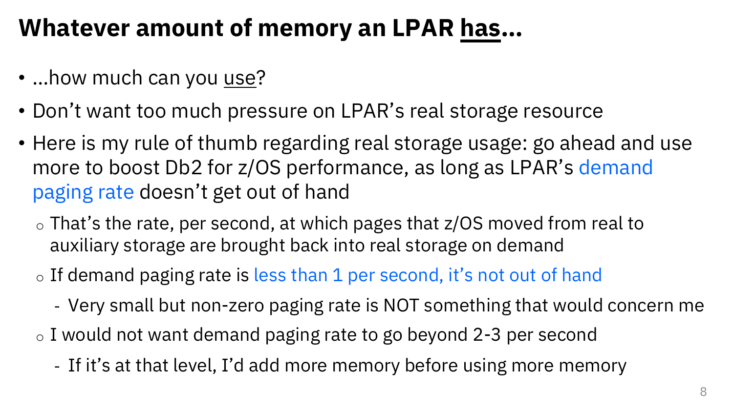# Whatever amount of memory an LPAR has...

- ...how much can you use?
- Don't want too much pressure on LPAR's real storage resource
- Here is my rule of thumb regarding real storage usage: go ahead and use more to boost Db2 for z/OS performance, as long as LPAR's demand paging rate doesn't get out of hand
  - That's the rate, per second, at which pages that z/OS moved from real to auxiliary storage are brought back into real storage on demand
  - If demand paging rate is less than 1 per second, it's not out of hand
    - Very small but non-zero paging rate is NOT something that would concern me
  - I would not want demand paging rate to go beyond 2-3 per second
    - If it's at that level, I'd add more memory before using more memory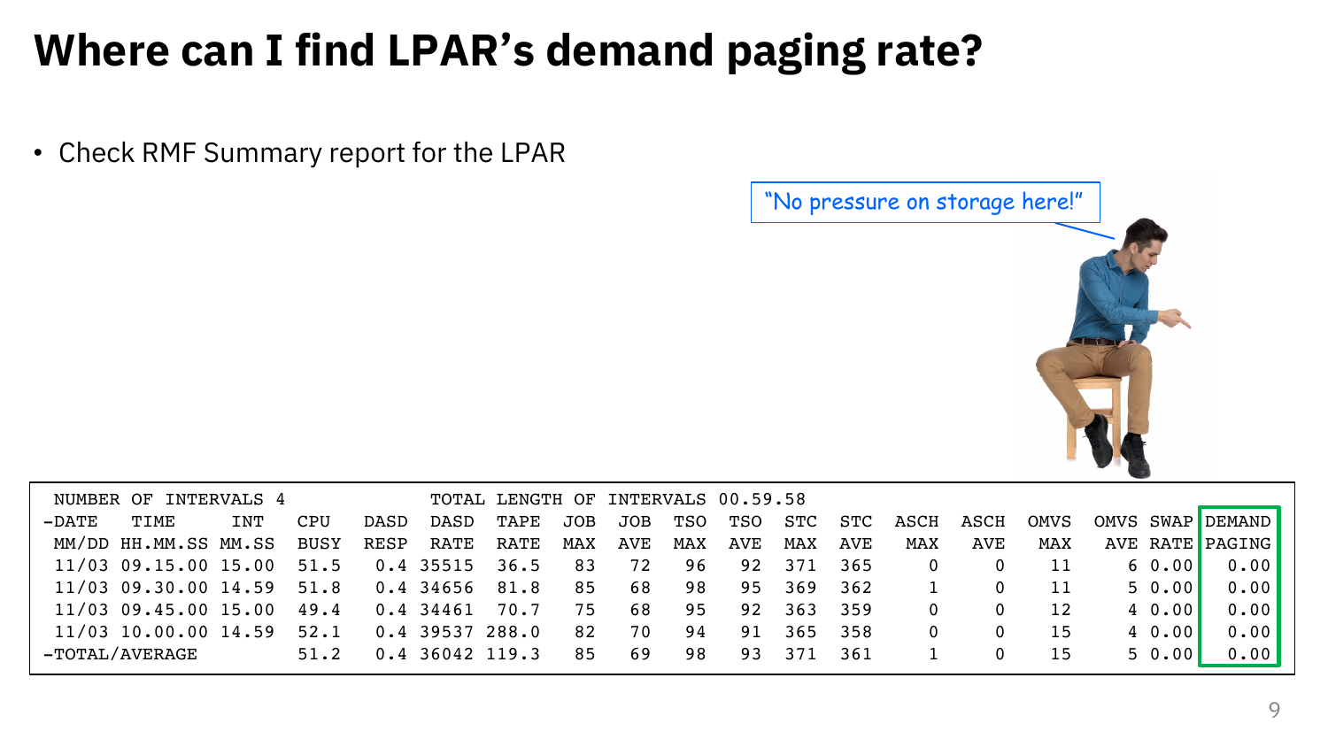# Where can I find LPAR's demand paging rate?

- Check RMF Summary report for the LPAR

"No pressure on storage here!"

```
 NUMBER OF INTERVALS 4              TOTAL LENGTH OF INTERVALS 00.59.58
-DATE    TIME     INT   CPU   DASD  DASD  TAPE  JOB  JOB  TSO  TSO  STC  STC  ASCH  ASCH  OMVS  OMVS SWAP DEMAND
 MM/DD HH.MM.SS MM.SS  BUSY   RESP  RATE  RATE  MAX  AVE  MAX  AVE  MAX  AVE   MAX   AVE   MAX   AVE RATE PAGING
 11/03 09.15.00 15.00  51.5    0.4 35515  36.5   83   72   96   92  371  365     0     0    11     6 0.00   0.00
 11/03 09.30.00 14.59  51.8    0.4 34656  81.8   85   68   98   95  369  362     1     0    11     5 0.00   0.00
 11/03 09.45.00 15.00  49.4    0.4 34461  70.7   75   68   95   92  363  359     0     0    12     4 0.00   0.00
 11/03 10.00.00 14.59  52.1    0.4 39537 288.0   82   70   94   91  365  358     0     0    15     4 0.00   0.00
-TOTAL/AVERAGE         51.2    0.4 36042 119.3   85   69   98   93  371  361     1     0    15     5 0.00   0.00
```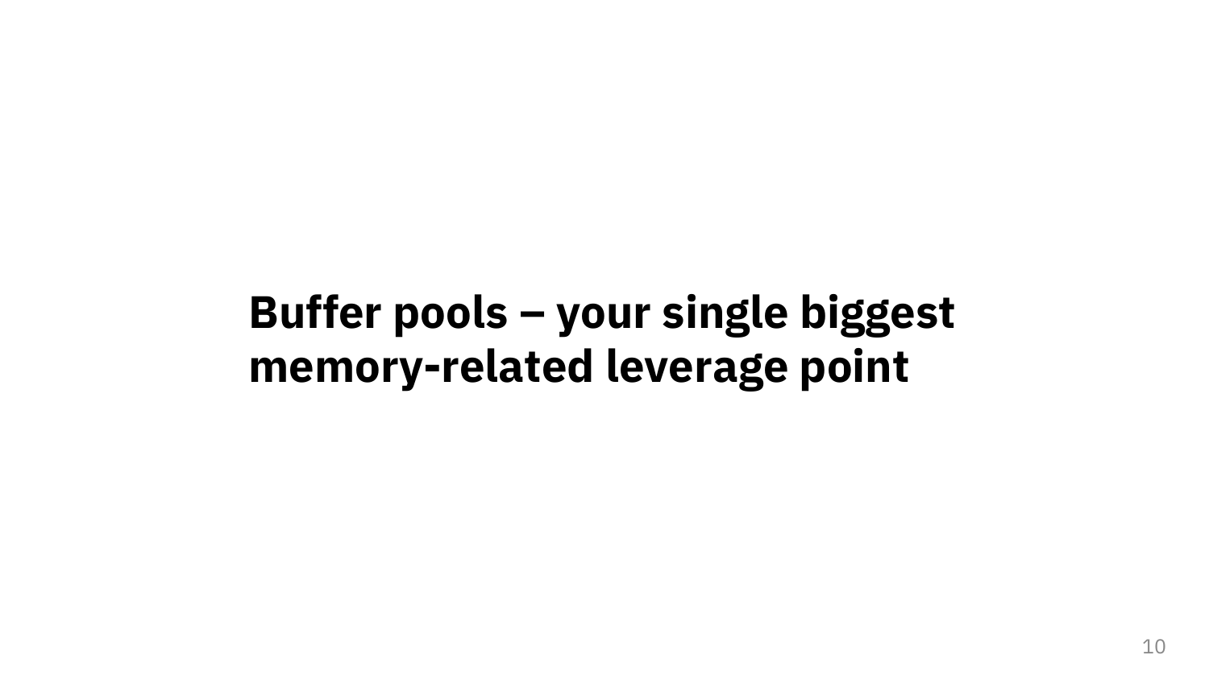# Buffer pools – your single biggest memory-related leverage point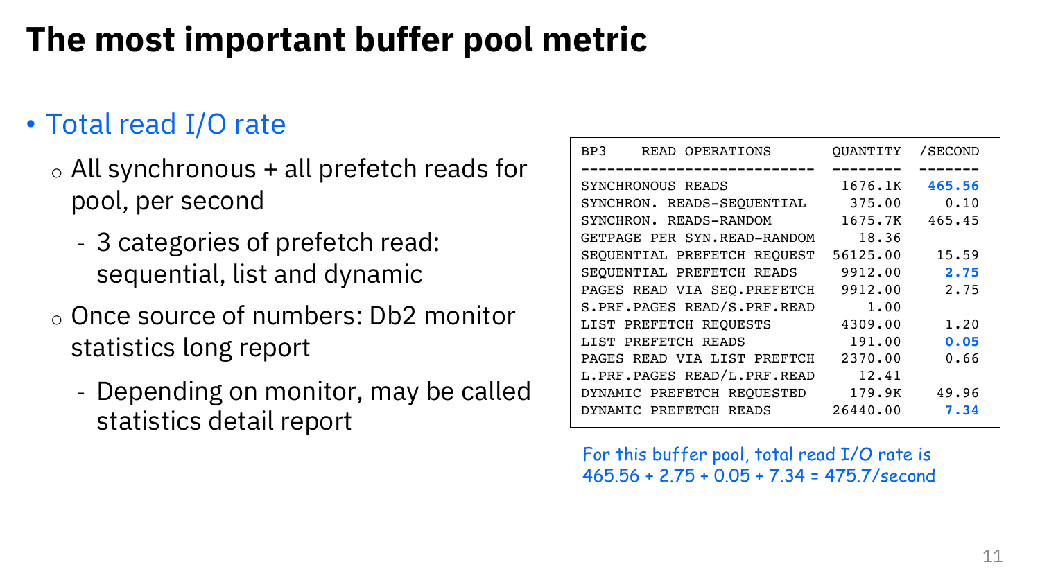# The most important buffer pool metric

- Total read I/O rate
  - All synchronous + all prefetch reads for pool, per second
    - 3 categories of prefetch read: sequential, list and dynamic
  - Once source of numbers: Db2 monitor statistics long report
    - Depending on monitor, may be called statistics detail report

| BP3 READ OPERATIONS | QUANTITY | /SECOND |
|---|---|---|
| SYNCHRONOUS READS | 1676.1K | **465.56** |
| SYNCHRON. READS-SEQUENTIAL | 375.00 | 0.10 |
| SYNCHRON. READS-RANDOM | 1675.7K | 465.45 |
| GETPAGE PER SYN.READ-RANDOM | 18.36 | |
| SEQUENTIAL PREFETCH REQUEST | 56125.00 | 15.59 |
| SEQUENTIAL PREFETCH READS | 9912.00 | **2.75** |
| PAGES READ VIA SEQ.PREFETCH | 9912.00 | 2.75 |
| S.PRF.PAGES READ/S.PRF.READ | 1.00 | |
| LIST PREFETCH REQUESTS | 4309.00 | 1.20 |
| LIST PREFETCH READS | 191.00 | **0.05** |
| PAGES READ VIA LIST PREFTCH | 2370.00 | 0.66 |
| L.PRF.PAGES READ/L.PRF.READ | 12.41 | |
| DYNAMIC PREFETCH REQUESTED | 179.9K | 49.96 |
| DYNAMIC PREFETCH READS | 26440.00 | **7.34** |

For this buffer pool, total read I/O rate is 465.56 + 2.75 + 0.05 + 7.34 = 475.7/second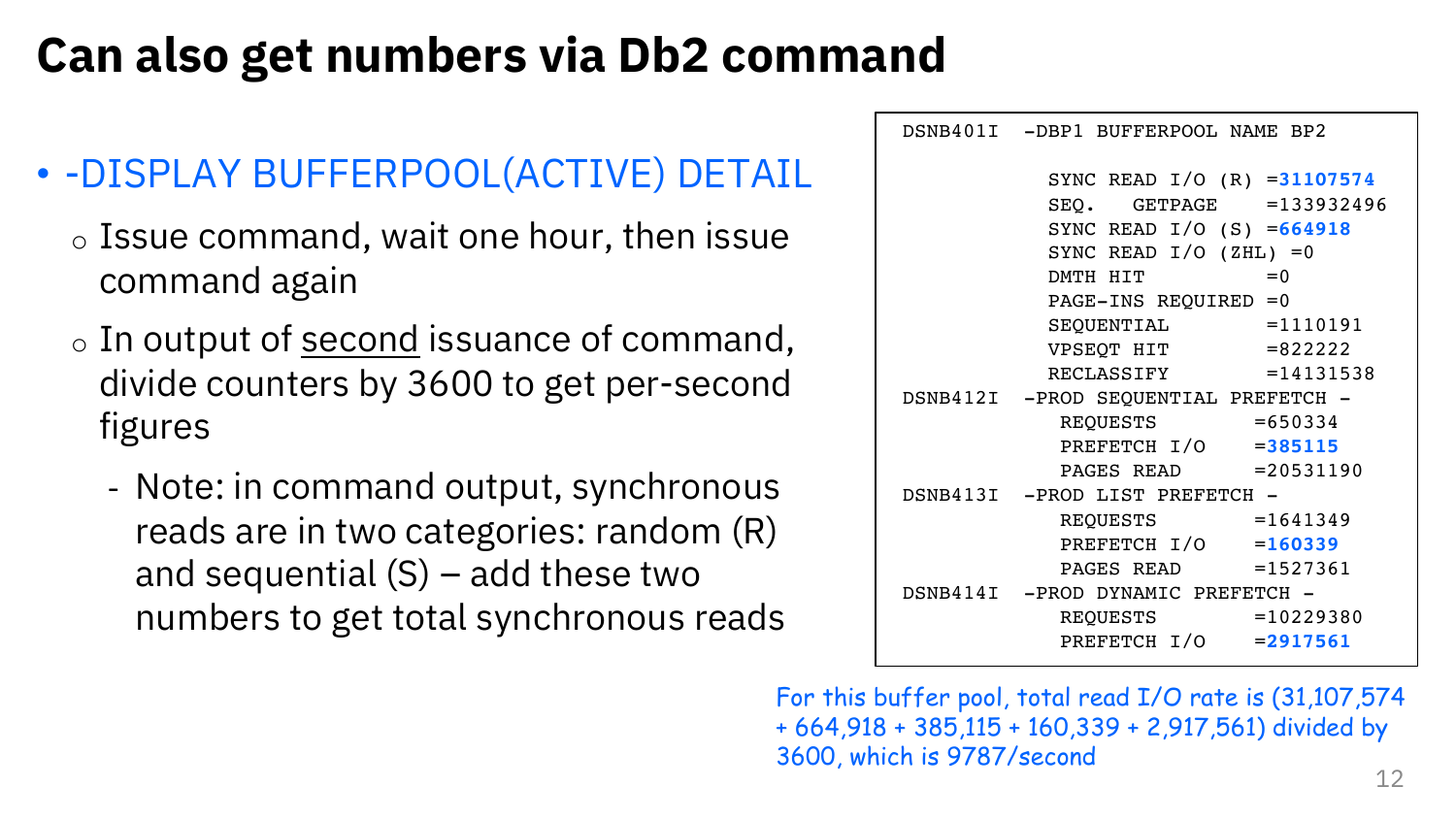# Can also get numbers via Db2 command

- -DISPLAY BUFFERPOOL(ACTIVE) DETAIL
  - Issue command, wait one hour, then issue command again
  - In output of second issuance of command, divide counters by 3600 to get per-second figures
    - Note: in command output, synchronous reads are in two categories: random (R) and sequential (S) – add these two numbers to get total synchronous reads

```
DSNB401I  -DBP1 BUFFERPOOL NAME BP2

            SYNC READ I/O (R) =31107574
            SEQ.   GETPAGE    =133932496
            SYNC READ I/O (S) =664918
            SYNC READ I/O (ZHL) =0
            DMTH HIT          =0
            PAGE-INS REQUIRED =0
            SEQUENTIAL        =1110191
            VPSEQT HIT        =822222
            RECLASSIFY        =14131538
DSNB412I  -PROD SEQUENTIAL PREFETCH -
             REQUESTS        =650334
             PREFETCH I/O    =385115
             PAGES READ      =20531190
DSNB413I  -PROD LIST PREFETCH -
             REQUESTS        =1641349
             PREFETCH I/O    =160339
             PAGES READ      =1527361
DSNB414I  -PROD DYNAMIC PREFETCH -
             REQUESTS        =10229380
             PREFETCH I/O    =2917561
```

For this buffer pool, total read I/O rate is (31,107,574 + 664,918 + 385,115 + 160,339 + 2,917,561) divided by 3600, which is 9787/second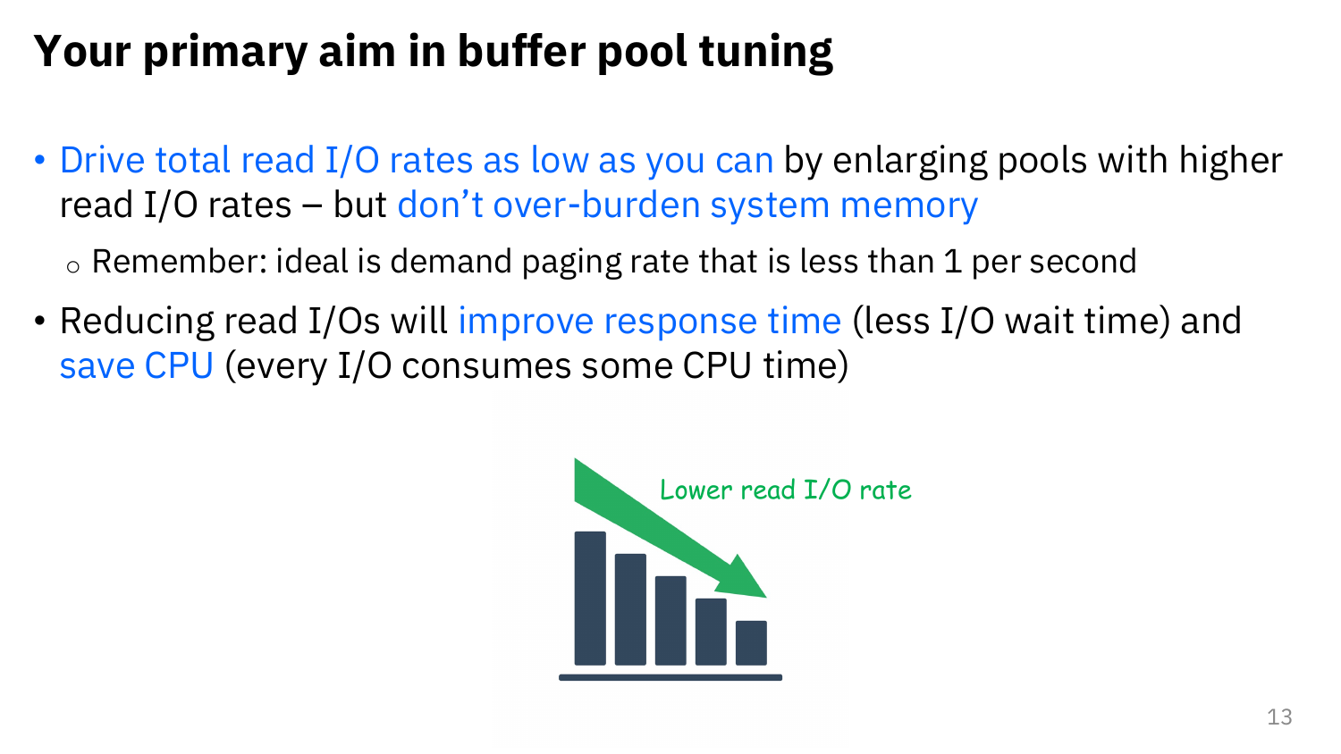# Your primary aim in buffer pool tuning

- Drive total read I/O rates as low as you can by enlarging pools with higher read I/O rates – but don't over-burden system memory
  - Remember: ideal is demand paging rate that is less than 1 per second
- Reducing read I/Os will improve response time (less I/O wait time) and save CPU (every I/O consumes some CPU time)

Lower read I/O rate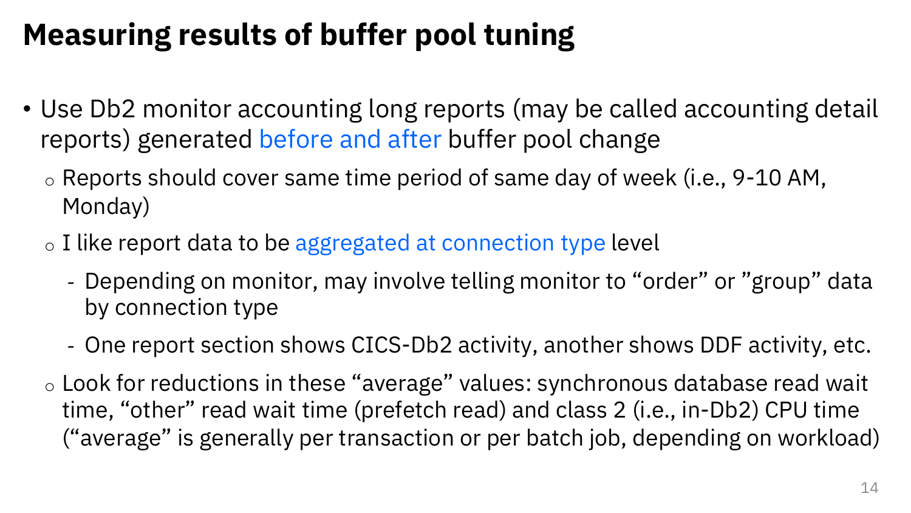# Measuring results of buffer pool tuning

- Use Db2 monitor accounting long reports (may be called accounting detail reports) generated before and after buffer pool change
  - Reports should cover same time period of same day of week (i.e., 9-10 AM, Monday)
  - I like report data to be aggregated at connection type level
    - Depending on monitor, may involve telling monitor to “order” or ”group” data by connection type
    - One report section shows CICS-Db2 activity, another shows DDF activity, etc.
  - Look for reductions in these “average” values: synchronous database read wait time, “other” read wait time (prefetch read) and class 2 (i.e., in-Db2) CPU time (“average” is generally per transaction or per batch job, depending on workload)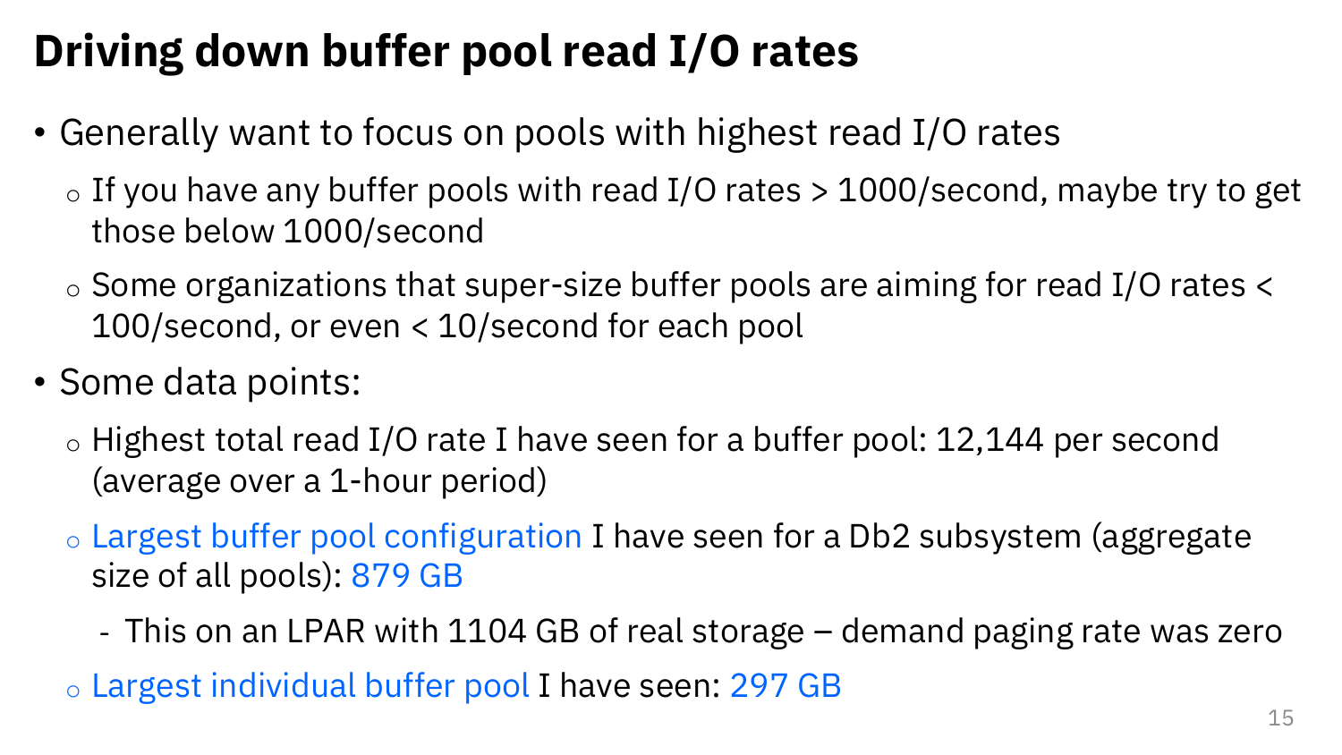# Driving down buffer pool read I/O rates

- Generally want to focus on pools with highest read I/O rates
  - If you have any buffer pools with read I/O rates > 1000/second, maybe try to get those below 1000/second
  - Some organizations that super-size buffer pools are aiming for read I/O rates < 100/second, or even < 10/second for each pool
- Some data points:
  - Highest total read I/O rate I have seen for a buffer pool: 12,144 per second (average over a 1-hour period)
  - Largest buffer pool configuration I have seen for a Db2 subsystem (aggregate size of all pools): 879 GB
    - This on an LPAR with 1104 GB of real storage – demand paging rate was zero
  - Largest individual buffer pool I have seen: 297 GB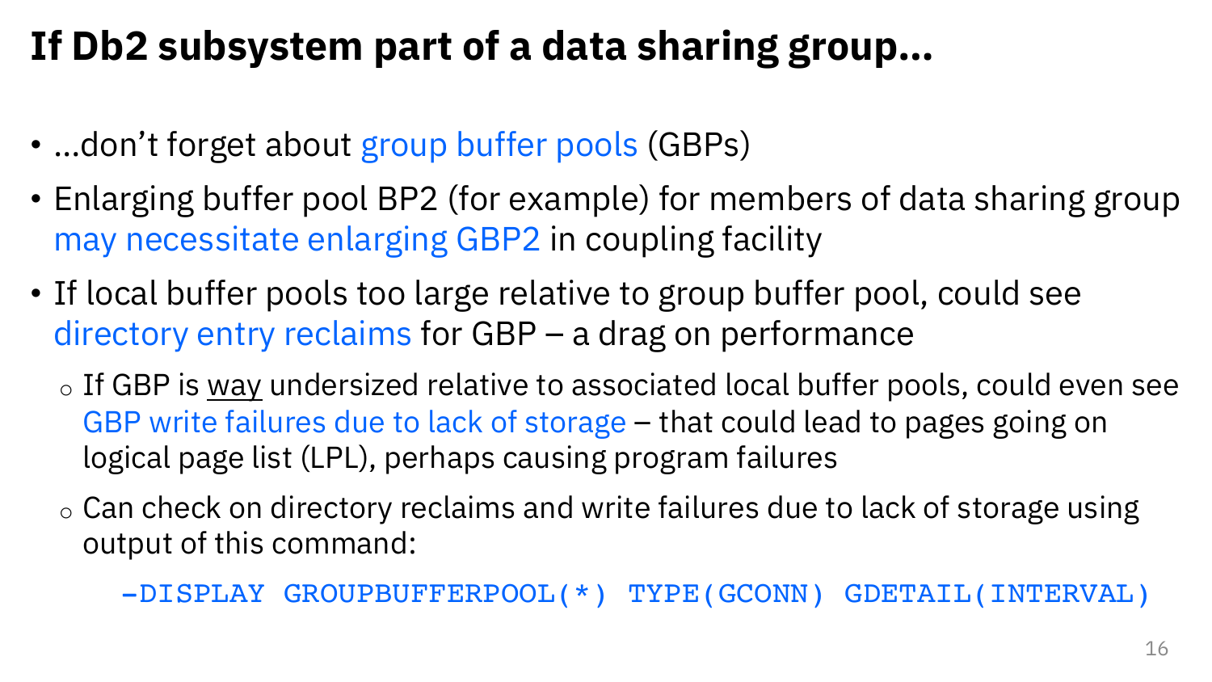# If Db2 subsystem part of a data sharing group…

- …don't forget about group buffer pools (GBPs)
- Enlarging buffer pool BP2 (for example) for members of data sharing group may necessitate enlarging GBP2 in coupling facility
- If local buffer pools too large relative to group buffer pool, could see directory entry reclaims for GBP – a drag on performance
  - If GBP is <u>way</u> undersized relative to associated local buffer pools, could even see GBP write failures due to lack of storage – that could lead to pages going on logical page list (LPL), perhaps causing program failures
  - Can check on directory reclaims and write failures due to lack of storage using output of this command:

```
-DISPLAY GROUPBUFFERPOOL(*) TYPE(GCONN) GDETAIL(INTERVAL)
```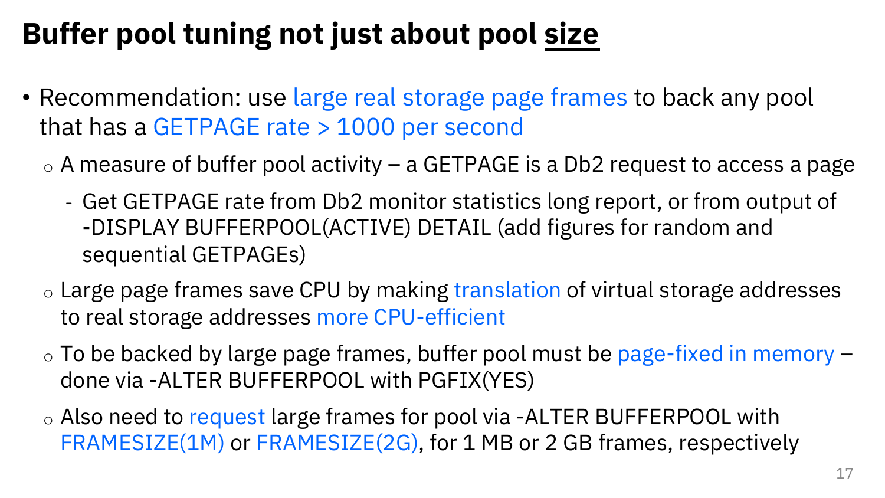# Buffer pool tuning not just about pool size

- Recommendation: use large real storage page frames to back any pool that has a GETPAGE rate > 1000 per second
  - A measure of buffer pool activity – a GETPAGE is a Db2 request to access a page
    - Get GETPAGE rate from Db2 monitor statistics long report, or from output of -DISPLAY BUFFERPOOL(ACTIVE) DETAIL (add figures for random and sequential GETPAGEs)
  - Large page frames save CPU by making translation of virtual storage addresses to real storage addresses more CPU-efficient
  - To be backed by large page frames, buffer pool must be page-fixed in memory – done via -ALTER BUFFERPOOL with PGFIX(YES)
  - Also need to request large frames for pool via -ALTER BUFFERPOOL with FRAMESIZE(1M) or FRAMESIZE(2G), for 1 MB or 2 GB frames, respectively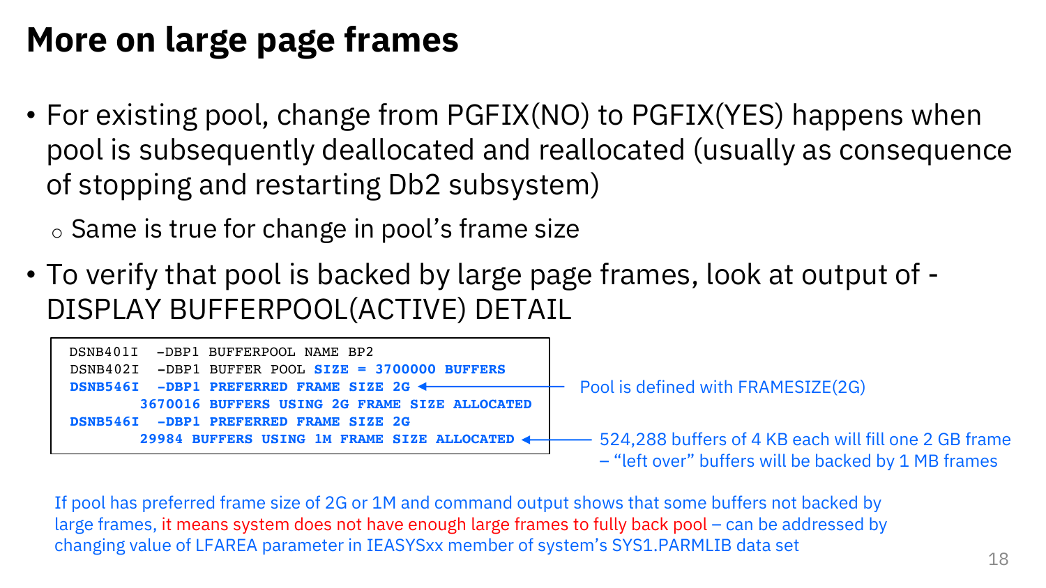# More on large page frames

- For existing pool, change from PGFIX(NO) to PGFIX(YES) happens when pool is subsequently deallocated and reallocated (usually as consequence of stopping and restarting Db2 subsystem)
  - Same is true for change in pool's frame size
- To verify that pool is backed by large page frames, look at output of -DISPLAY BUFFERPOOL(ACTIVE) DETAIL

```
DSNB401I  -DBP1 BUFFERPOOL NAME BP2
DSNB402I  -DBP1 BUFFER POOL SIZE = 3700000 BUFFERS
DSNB546I  -DBP1 PREFERRED FRAME SIZE 2G
        3670016 BUFFERS USING 2G FRAME SIZE ALLOCATED
DSNB546I  -DBP1 PREFERRED FRAME SIZE 2G
        29984 BUFFERS USING 1M FRAME SIZE ALLOCATED
```

Pool is defined with FRAMESIZE(2G)

524,288 buffers of 4 KB each will fill one 2 GB frame – "left over" buffers will be backed by 1 MB frames

If pool has preferred frame size of 2G or 1M and command output shows that some buffers not backed by large frames, it means system does not have enough large frames to fully back pool – can be addressed by changing value of LFAREA parameter in IEASYSxx member of system's SYS1.PARMLIB data set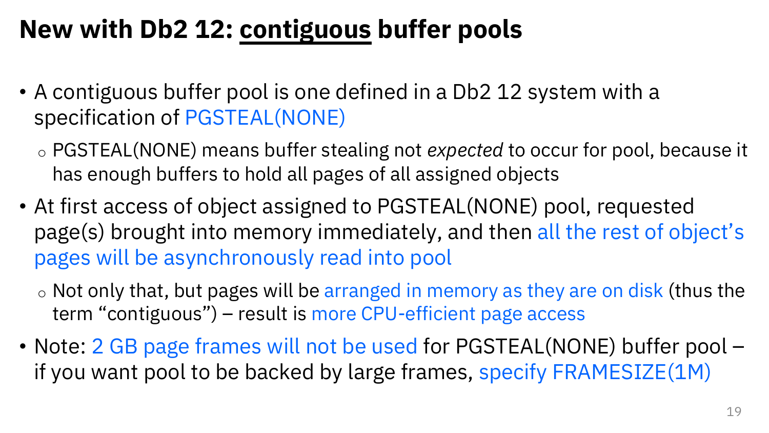# New with Db2 12: <u>contiguous</u> buffer pools

- A contiguous buffer pool is one defined in a Db2 12 system with a specification of PGSTEAL(NONE)
  - PGSTEAL(NONE) means buffer stealing not *expected* to occur for pool, because it has enough buffers to hold all pages of all assigned objects
- At first access of object assigned to PGSTEAL(NONE) pool, requested page(s) brought into memory immediately, and then all the rest of object's pages will be asynchronously read into pool
  - Not only that, but pages will be arranged in memory as they are on disk (thus the term "contiguous") – result is more CPU-efficient page access
- Note: 2 GB page frames will not be used for PGSTEAL(NONE) buffer pool – if you want pool to be backed by large frames, specify FRAMESIZE(1M)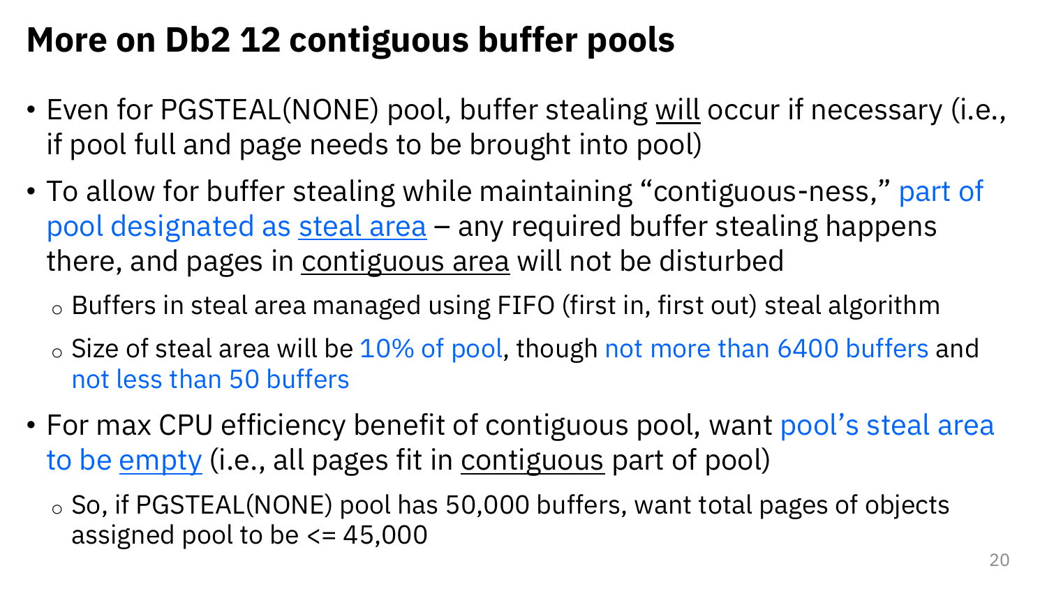# More on Db2 12 contiguous buffer pools

- Even for PGSTEAL(NONE) pool, buffer stealing will occur if necessary (i.e., if pool full and page needs to be brought into pool)
- To allow for buffer stealing while maintaining "contiguous-ness," part of pool designated as steal area – any required buffer stealing happens there, and pages in contiguous area will not be disturbed
  - Buffers in steal area managed using FIFO (first in, first out) steal algorithm
  - Size of steal area will be 10% of pool, though not more than 6400 buffers and not less than 50 buffers
- For max CPU efficiency benefit of contiguous pool, want pool's steal area to be empty (i.e., all pages fit in contiguous part of pool)
  - So, if PGSTEAL(NONE) pool has 50,000 buffers, want total pages of objects assigned pool to be <= 45,000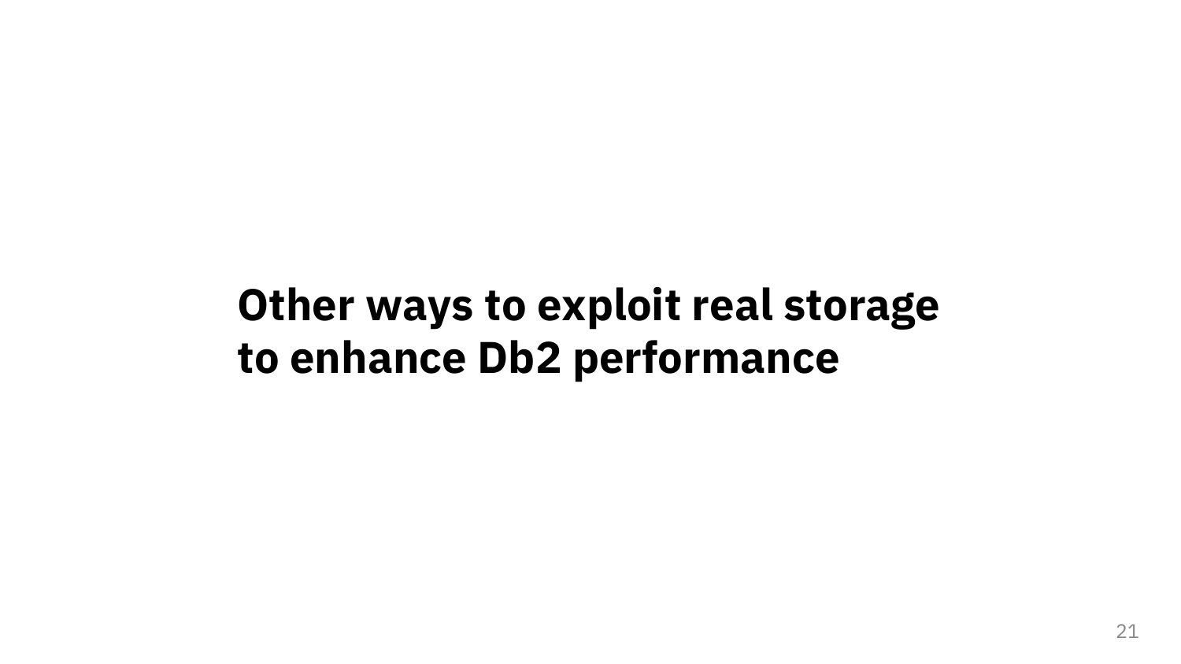# Other ways to exploit real storage to enhance Db2 performance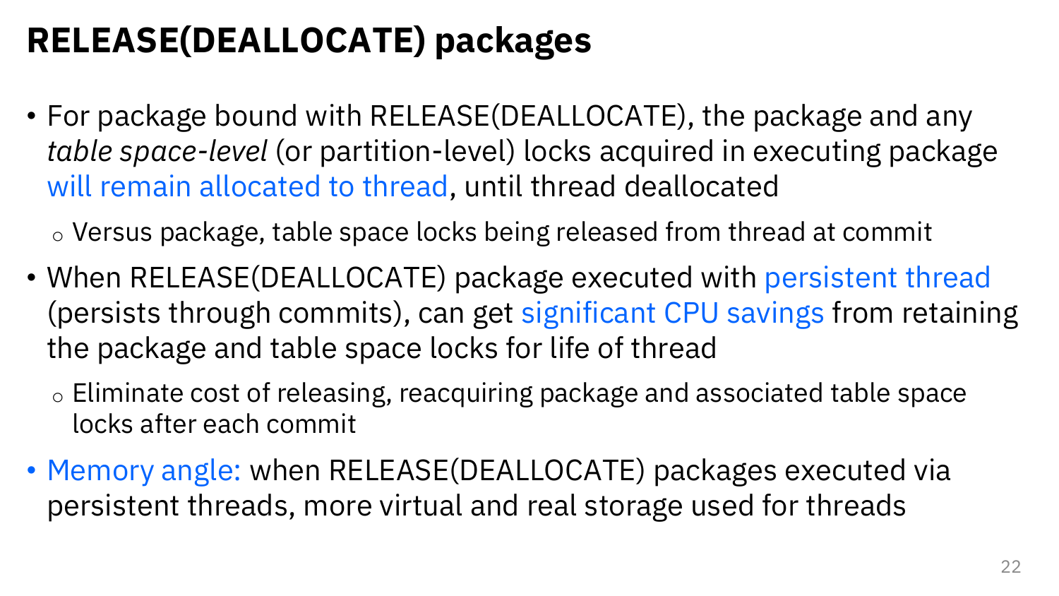# RELEASE(DEALLOCATE) packages

- For package bound with RELEASE(DEALLOCATE), the package and any *table space-level* (or partition-level) locks acquired in executing package will remain allocated to thread, until thread deallocated
  - Versus package, table space locks being released from thread at commit
- When RELEASE(DEALLOCATE) package executed with persistent thread (persists through commits), can get significant CPU savings from retaining the package and table space locks for life of thread
  - Eliminate cost of releasing, reacquiring package and associated table space locks after each commit
- Memory angle: when RELEASE(DEALLOCATE) packages executed via persistent threads, more virtual and real storage used for threads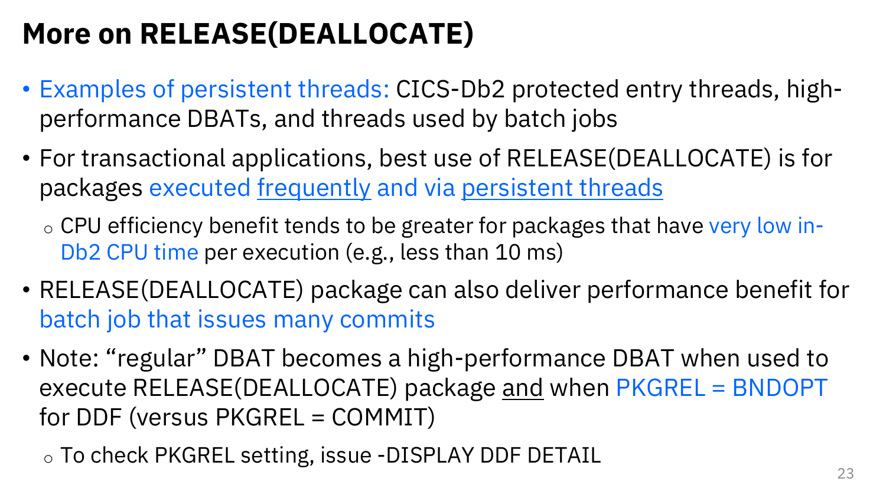# More on RELEASE(DEALLOCATE)

- Examples of persistent threads: CICS-Db2 protected entry threads, high-performance DBATs, and threads used by batch jobs
- For transactional applications, best use of RELEASE(DEALLOCATE) is for packages executed frequently and via persistent threads
  - CPU efficiency benefit tends to be greater for packages that have very low in-Db2 CPU time per execution (e.g., less than 10 ms)
- RELEASE(DEALLOCATE) package can also deliver performance benefit for batch job that issues many commits
- Note: "regular" DBAT becomes a high-performance DBAT when used to execute RELEASE(DEALLOCATE) package and when PKGREL = BNDOPT for DDF (versus PKGREL = COMMIT)
  - To check PKGREL setting, issue -DISPLAY DDF DETAIL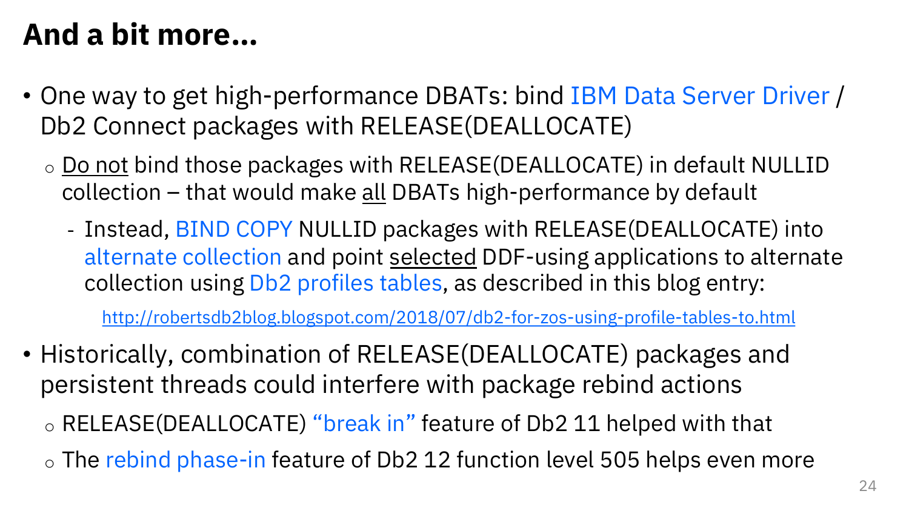# And a bit more...

- One way to get high-performance DBATs: bind IBM Data Server Driver / Db2 Connect packages with RELEASE(DEALLOCATE)
  - Do not bind those packages with RELEASE(DEALLOCATE) in default NULLID collection – that would make all DBATs high-performance by default
    - Instead, BIND COPY NULLID packages with RELEASE(DEALLOCATE) into alternate collection and point selected DDF-using applications to alternate collection using Db2 profiles tables, as described in this blog entry:

      http://robertsdb2blog.blogspot.com/2018/07/db2-for-zos-using-profile-tables-to.html

- Historically, combination of RELEASE(DEALLOCATE) packages and persistent threads could interfere with package rebind actions
  - RELEASE(DEALLOCATE) "break in" feature of Db2 11 helped with that
  - The rebind phase-in feature of Db2 12 function level 505 helps even more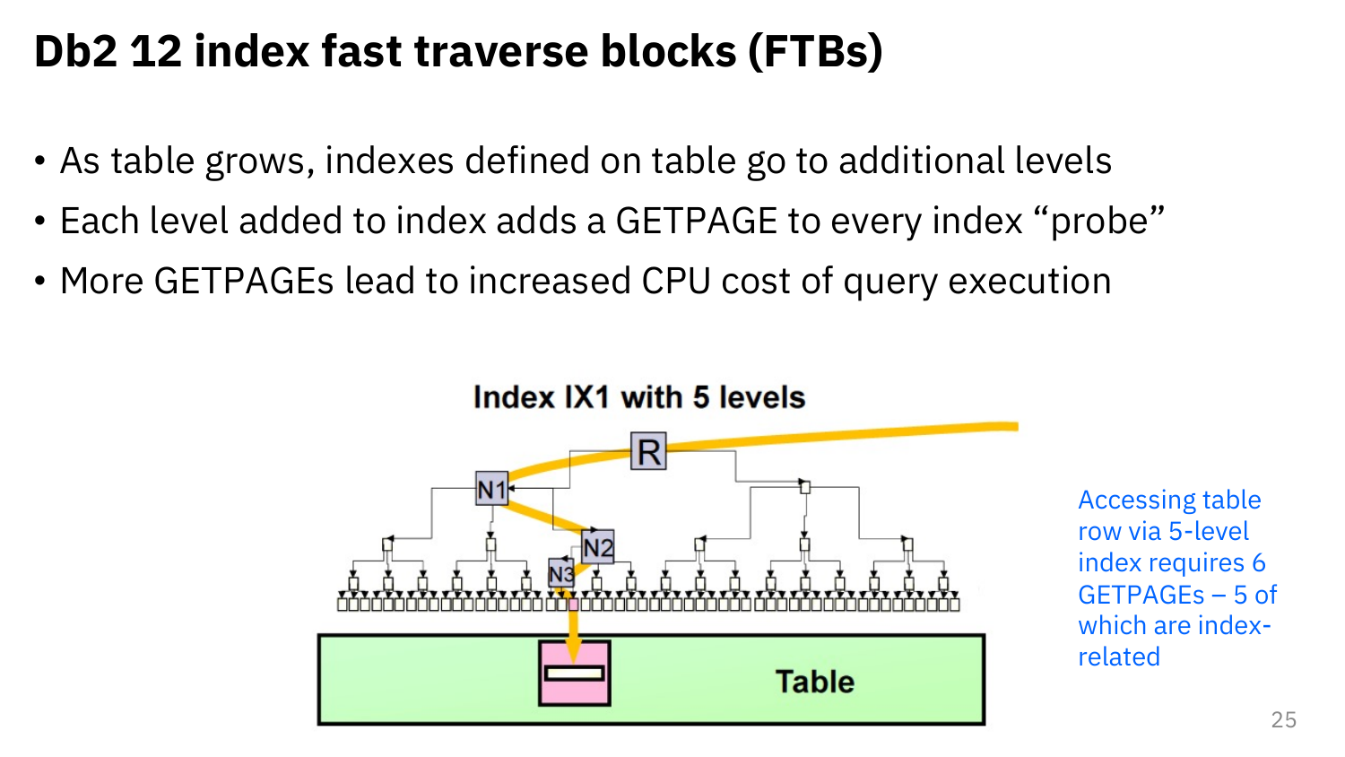# Db2 12 index fast traverse blocks (FTBs)

- As table grows, indexes defined on table go to additional levels
- Each level added to index adds a GETPAGE to every index “probe”
- More GETPAGEs lead to increased CPU cost of query execution

Index IX1 with 5 levels

R

N1

N2

N3

Table

Accessing table row via 5-level index requires 6 GETPAGEs – 5 of which are index-related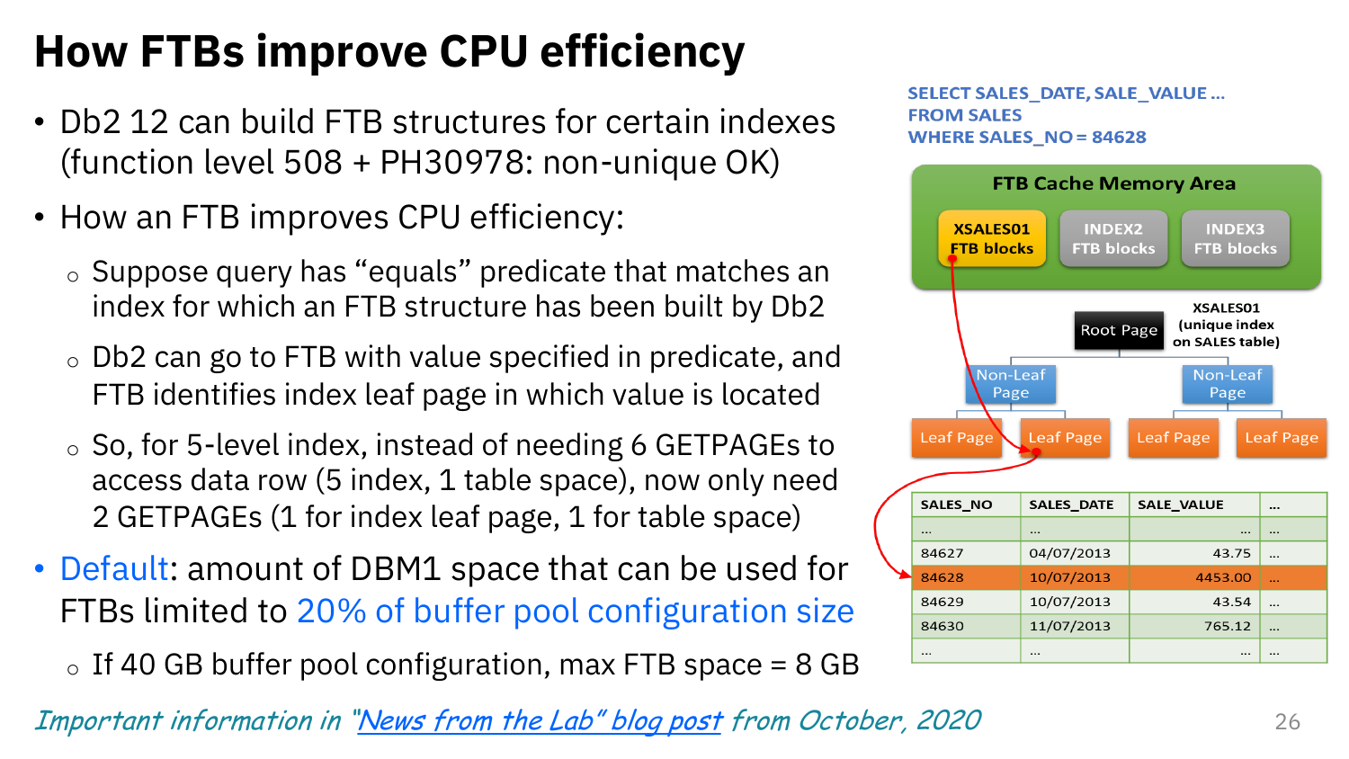# How FTBs improve CPU efficiency

- Db2 12 can build FTB structures for certain indexes (function level 508 + PH30978: non-unique OK)
- How an FTB improves CPU efficiency:
  - Suppose query has "equals" predicate that matches an index for which an FTB structure has been built by Db2
  - Db2 can go to FTB with value specified in predicate, and FTB identifies index leaf page in which value is located
  - So, for 5-level index, instead of needing 6 GETPAGEs to access data row (5 index, 1 table space), now only need 2 GETPAGEs (1 for index leaf page, 1 for table space)
- Default: amount of DBM1 space that can be used for FTBs limited to 20% of buffer pool configuration size
  - If 40 GB buffer pool configuration, max FTB space = 8 GB

```
SELECT SALES_DATE, SALE_VALUE ...
FROM SALES
WHERE SALES_NO = 84628
```

FTB Cache Memory Area: XSALES01 FTB blocks | INDEX2 FTB blocks | INDEX3 FTB blocks

XSALES01 (unique index on SALES table): Root Page → Non-Leaf Page, Non-Leaf Page → Leaf Page, Leaf Page, Leaf Page, Leaf Page

| SALES_NO | SALES_DATE | SALE_VALUE | ... |
|---|---|---|---|
| ... | ... | ... | ... |
| 84627 | 04/07/2013 | 43.75 | ... |
| 84628 | 10/07/2013 | 4453.00 | ... |
| 84629 | 10/07/2013 | 43.54 | ... |
| 84630 | 11/07/2013 | 765.12 | ... |
| ... | ... | ... | ... |

*Important information in "News from the Lab" blog post from October, 2020*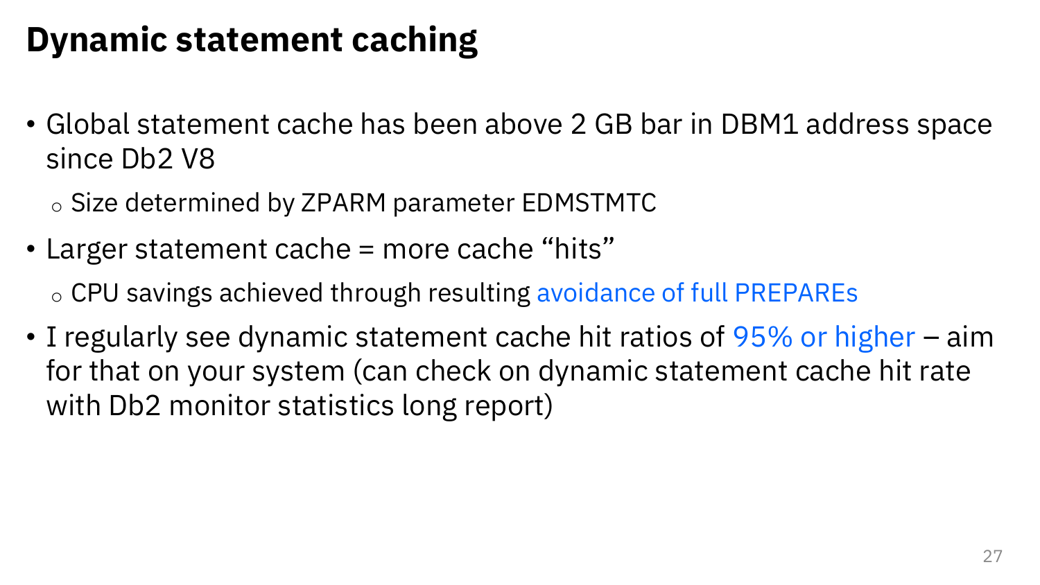# Dynamic statement caching

- Global statement cache has been above 2 GB bar in DBM1 address space since Db2 V8
  - Size determined by ZPARM parameter EDMSTMTC
- Larger statement cache = more cache “hits”
  - CPU savings achieved through resulting avoidance of full PREPAREs
- I regularly see dynamic statement cache hit ratios of 95% or higher – aim for that on your system (can check on dynamic statement cache hit rate with Db2 monitor statistics long report)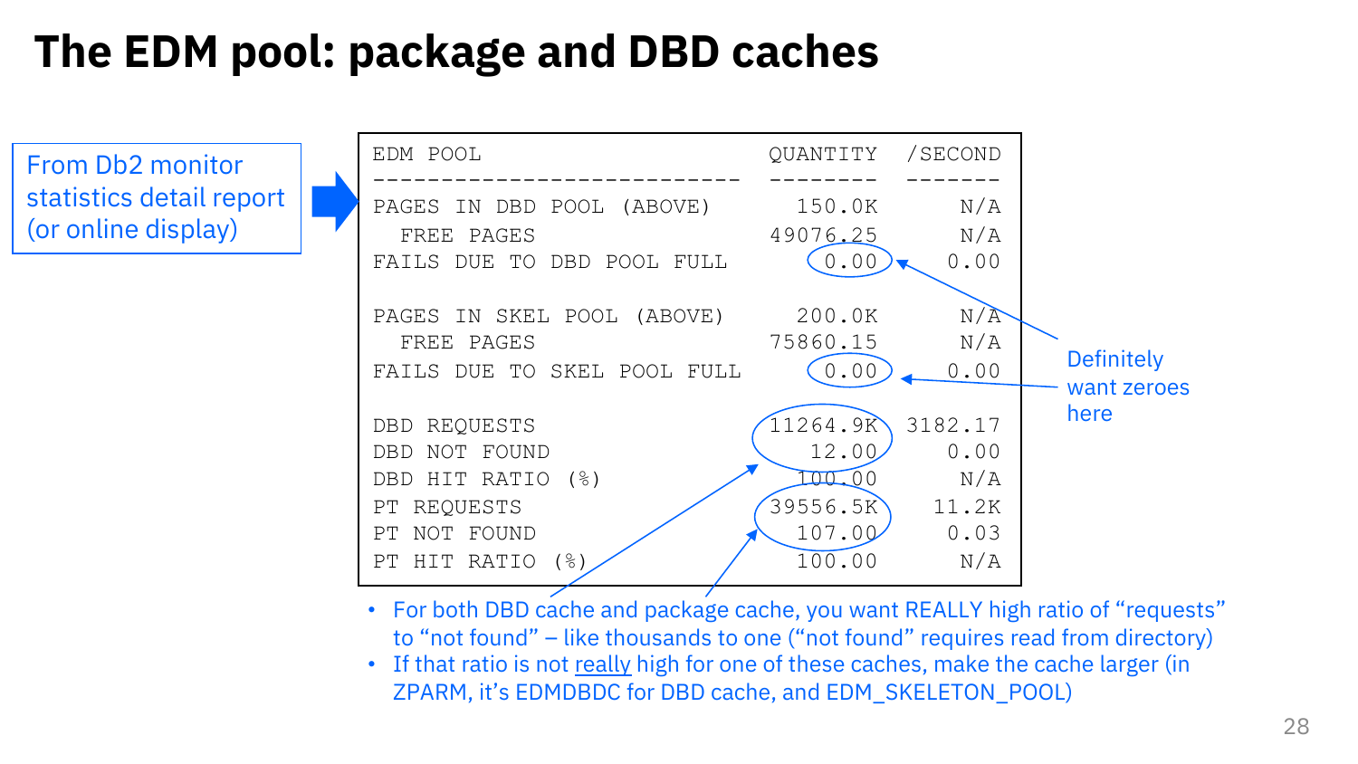# The EDM pool: package and DBD caches

From Db2 monitor statistics detail report (or online display)

```
EDM POOL                        QUANTITY  /SECOND
---------------------------     --------  -------
PAGES IN DBD POOL (ABOVE)         150.0K      N/A
  FREE PAGES                    49076.25      N/A
FAILS DUE TO DBD POOL FULL          0.00     0.00

PAGES IN SKEL POOL (ABOVE)        200.0K      N/A
  FREE PAGES                    75860.15      N/A
FAILS DUE TO SKEL POOL FULL         0.00     0.00

DBD REQUESTS                    11264.9K  3182.17
DBD NOT FOUND                      12.00     0.00
DBD HIT RATIO (%)                 100.00      N/A
PT REQUESTS                     39556.5K    11.2K
PT NOT FOUND                      107.00     0.03
PT HIT RATIO (%)                  100.00      N/A
```

Definitely want zeroes here

- For both DBD cache and package cache, you want REALLY high ratio of “requests” to “not found” – like thousands to one (“not found” requires read from directory)
- If that ratio is not really high for one of these caches, make the cache larger (in ZPARM, it’s EDMDBDC for DBD cache, and EDM_SKELETON_POOL)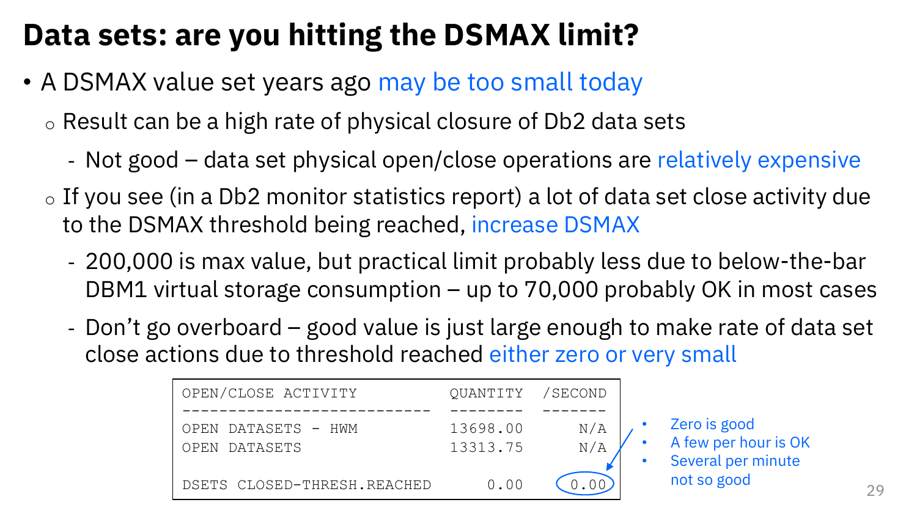# Data sets: are you hitting the DSMAX limit?

- A DSMAX value set years ago may be too small today
  - Result can be a high rate of physical closure of Db2 data sets
    - Not good – data set physical open/close operations are relatively expensive
  - If you see (in a Db2 monitor statistics report) a lot of data set close activity due to the DSMAX threshold being reached, increase DSMAX
    - 200,000 is max value, but practical limit probably less due to below-the-bar DBM1 virtual storage consumption – up to 70,000 probably OK in most cases
    - Don't go overboard – good value is just large enough to make rate of data set close actions due to threshold reached either zero or very small

```
OPEN/CLOSE ACTIVITY            QUANTITY  /SECOND
---------------------------    --------  -------
OPEN DATASETS - HWM            13698.00      N/A
OPEN DATASETS                  13313.75      N/A

DSETS CLOSED-THRESH.REACHED        0.00     0.00
```

- Zero is good
- A few per hour is OK
- Several per minute not so good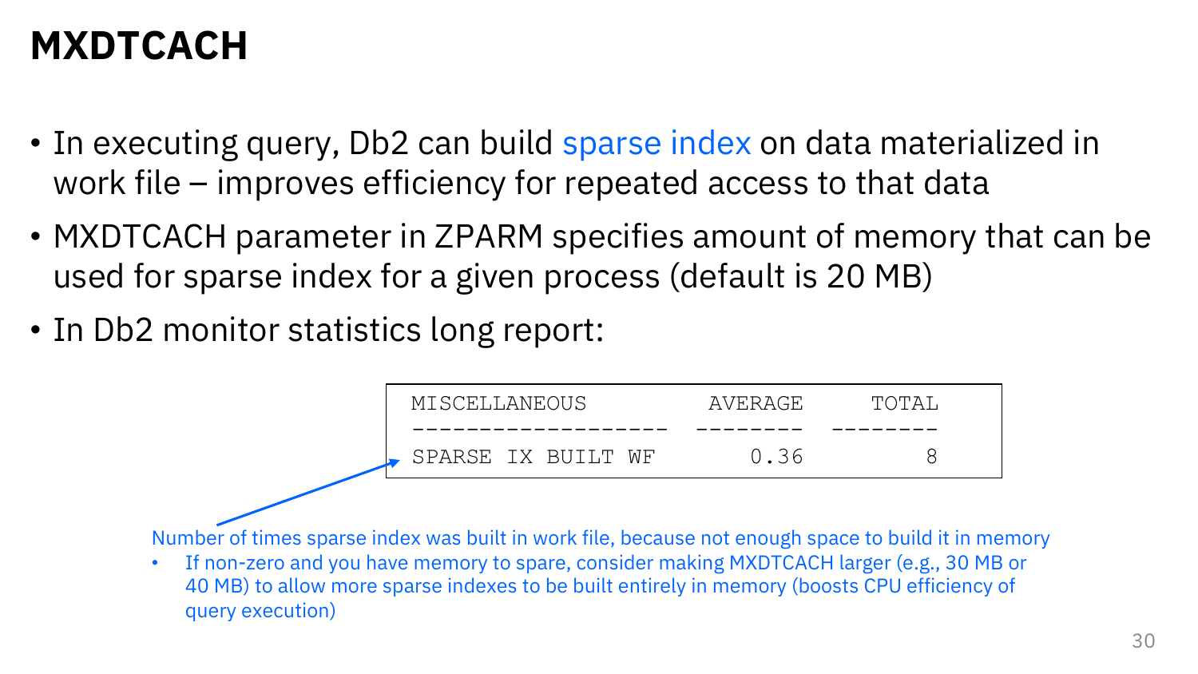# MXDTCACH

- In executing query, Db2 can build sparse index on data materialized in work file – improves efficiency for repeated access to that data
- MXDTCACH parameter in ZPARM specifies amount of memory that can be used for sparse index for a given process (default is 20 MB)
- In Db2 monitor statistics long report:

```
MISCELLANEOUS        AVERAGE    TOTAL
------------------- --------  --------
SPARSE IX BUILT WF      0.36         8
```

Number of times sparse index was built in work file, because not enough space to build it in memory

- If non-zero and you have memory to spare, consider making MXDTCACH larger (e.g., 30 MB or 40 MB) to allow more sparse indexes to be built entirely in memory (boosts CPU efficiency of query execution)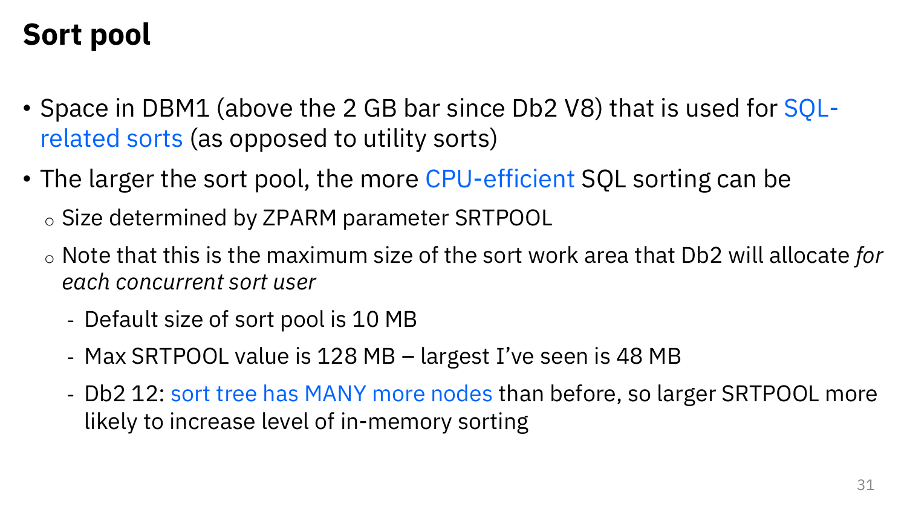# Sort pool

- Space in DBM1 (above the 2 GB bar since Db2 V8) that is used for SQL-related sorts (as opposed to utility sorts)
- The larger the sort pool, the more CPU-efficient SQL sorting can be
  - Size determined by ZPARM parameter SRTPOOL
  - Note that this is the maximum size of the sort work area that Db2 will allocate *for each concurrent sort user*
    - Default size of sort pool is 10 MB
    - Max SRTPOOL value is 128 MB – largest I've seen is 48 MB
    - Db2 12: sort tree has MANY more nodes than before, so larger SRTPOOL more likely to increase level of in-memory sorting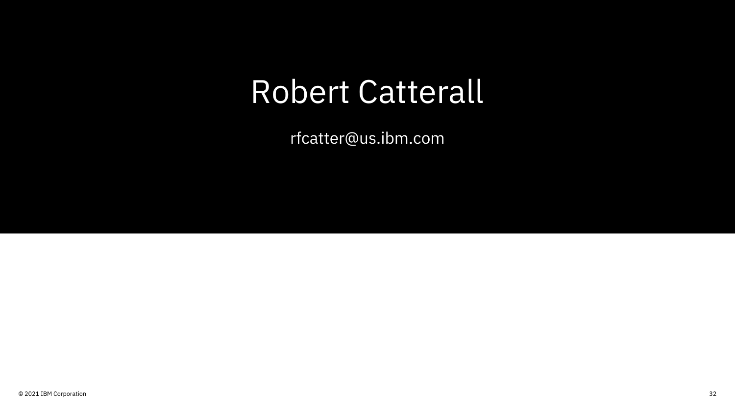# Robert Catterall

rfcatter@us.ibm.com